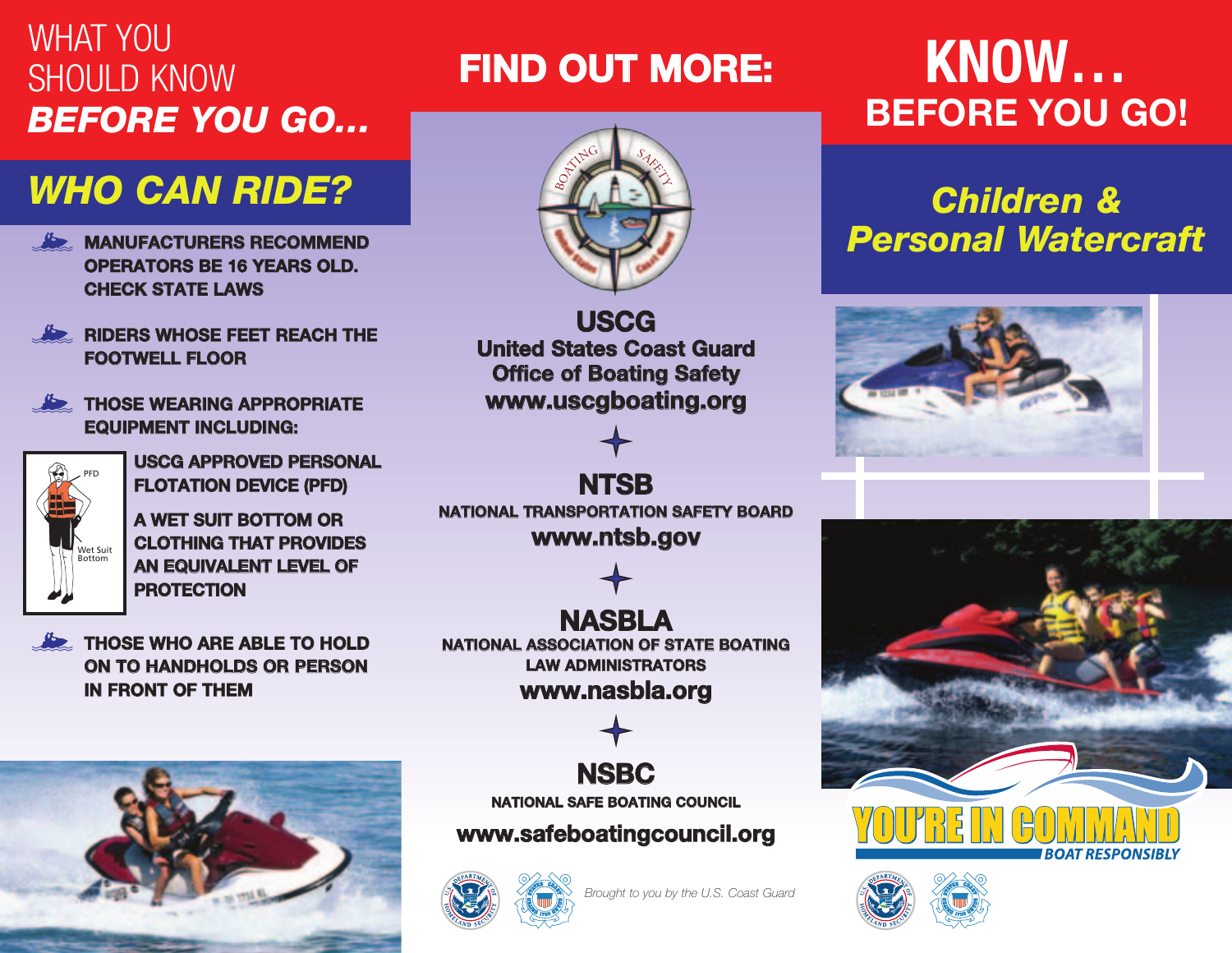# WHAT YOU SHOULD KNOW *BEFORE YOU GO...*

## *WHO CAN RIDE?*

- **MANUFACTURERS RECOMMEND OPERATORS BE 16 YEARS OLD. CHECK STATE LAWS**
- **RIDERS WHOSE FEET REACH THE FOOTWELL FLOOR**
- **THOSE WEARING APPROPRIATE EQUIPMENT INCLUDING:**
  - **USCG APPROVED PERSONAL FLOTATION DEVICE (PFD)**
  - **A WET SUIT BOTTOM OR CLOTHING THAT PROVIDES AN EQUIVALENT LEVEL OF PROTECTION**

PFD

Wet Suit Bottom

- **THOSE WHO ARE ABLE TO HOLD ON TO HANDHOLDS OR PERSON IN FRONT OF THEM**

# FIND OUT MORE:

BOATING SAFETY

**USCG**
**United States Coast Guard**
**Office of Boating Safety**
**www.uscgboating.org**

**NTSB**
**NATIONAL TRANSPORTATION SAFETY BOARD**
**www.ntsb.gov**

**NASBLA**
**NATIONAL ASSOCIATION OF STATE BOATING LAW ADMINISTRATORS**
**www.nasbla.org**

**NSBC**
**NATIONAL SAFE BOATING COUNCIL**
**www.safeboatingcouncil.org**

*Brought to you by the U.S. Coast Guard*

# KNOW... BEFORE YOU GO!

## *Children & Personal Watercraft*

YOU'RE IN COMMAND

*BOAT RESPONSIBLY*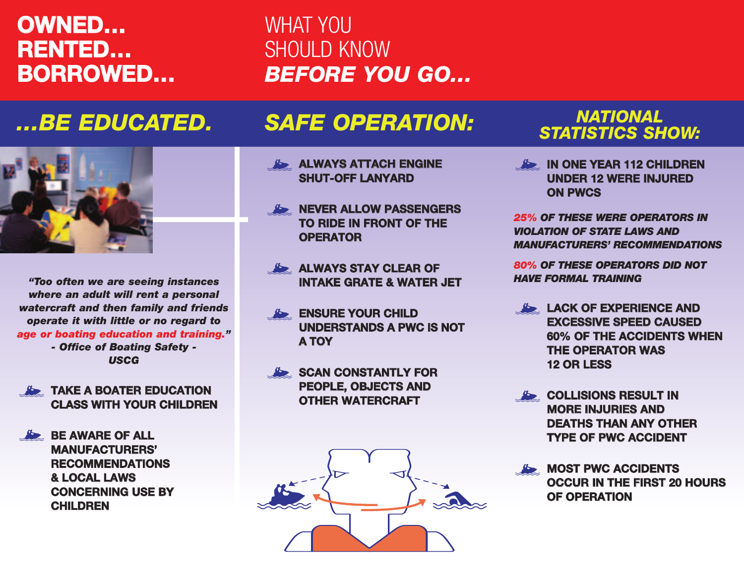# OWNED... RENTED... BORROWED...

# WHAT YOU SHOULD KNOW ***BEFORE YOU GO...***

## ...BE EDUCATED.

*"Too often we are seeing instances where an adult will rent a personal watercraft and then family and friends operate it with little or no regard to age or boating education and training."*
*- Office of Boating Safety - USCG*

- **TAKE A BOATER EDUCATION CLASS WITH YOUR CHILDREN**
- **BE AWARE OF ALL MANUFACTURERS' RECOMMENDATIONS & LOCAL LAWS CONCERNING USE BY CHILDREN**

## SAFE OPERATION:

- **ALWAYS ATTACH ENGINE SHUT-OFF LANYARD**
- **NEVER ALLOW PASSENGERS TO RIDE IN FRONT OF THE OPERATOR**
- **ALWAYS STAY CLEAR OF INTAKE GRATE & WATER JET**
- **ENSURE YOUR CHILD UNDERSTANDS A PWC IS NOT A TOY**
- **SCAN CONSTANTLY FOR PEOPLE, OBJECTS AND OTHER WATERCRAFT**

## NATIONAL STATISTICS SHOW:

- **IN ONE YEAR 112 CHILDREN UNDER 12 WERE INJURED ON PWCS**

***25% OF THESE WERE OPERATORS IN VIOLATION OF STATE LAWS AND MANUFACTURERS' RECOMMENDATIONS***

***80% OF THESE OPERATORS DID NOT HAVE FORMAL TRAINING***

- **LACK OF EXPERIENCE AND EXCESSIVE SPEED CAUSED 60% OF THE ACCIDENTS WHEN THE OPERATOR WAS 12 OR LESS**
- **COLLISIONS RESULT IN MORE INJURIES AND DEATHS THAN ANY OTHER TYPE OF PWC ACCIDENT**
- **MOST PWC ACCIDENTS OCCUR IN THE FIRST 20 HOURS OF OPERATION**